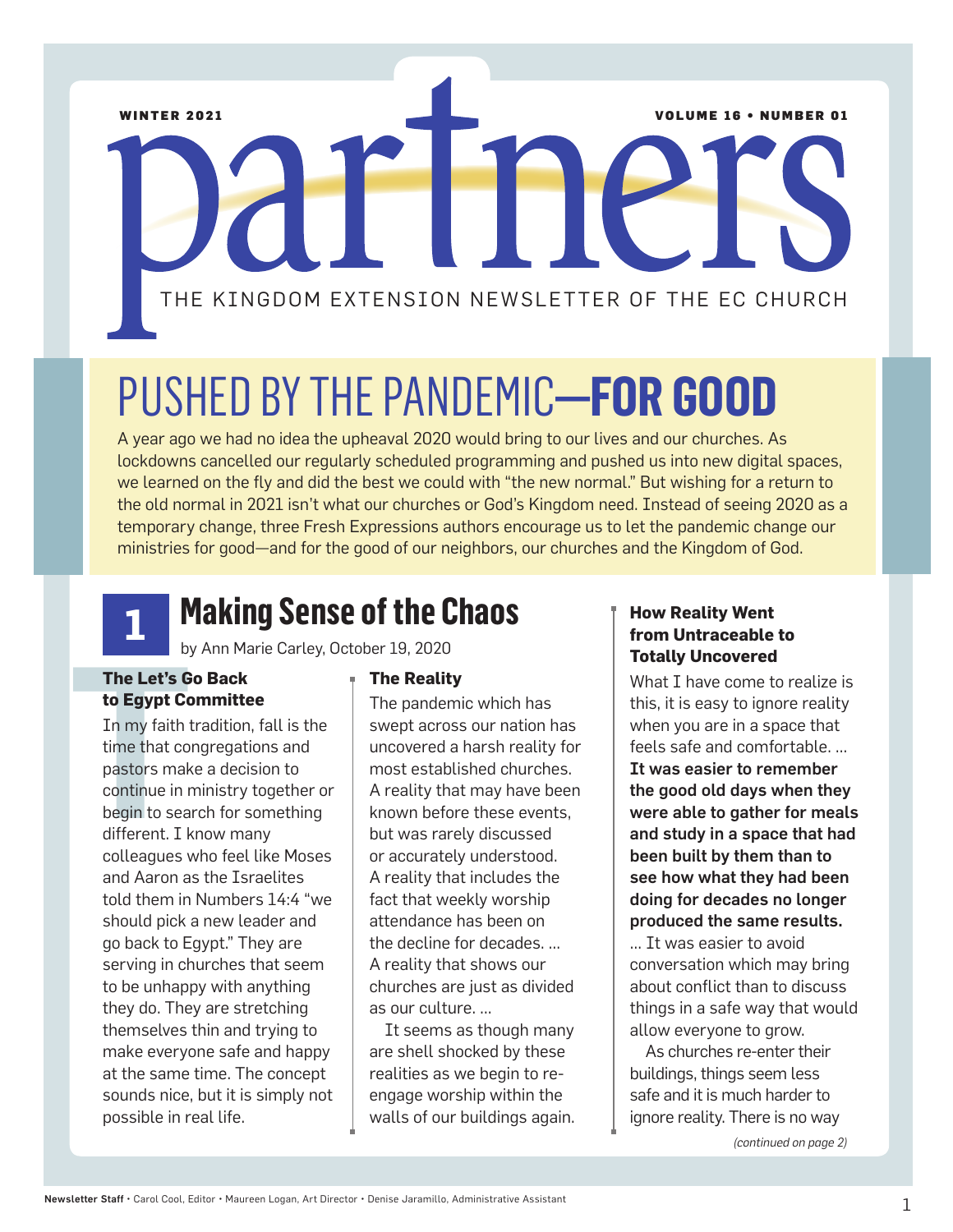WINTER 2021 VOLUME 16 • NUMBER 01

# partners

THE KINGDOM EXTENSION NEWSLETTER OF THE EC CHURCH

# PUSHED BY THE PANDEMIC—**FOR GOOD**

A year ago we had no idea the upheaval 2020 would bring to our lives and our churches. As lockdowns cancelled our regularly scheduled programming and pushed us into new digital spaces, we learned on the fly and did the best we could with "the new normal." But wishing for a return to the old normal in 2021 isn't what our churches or God's Kingdom need. Instead of seeing 2020 as a temporary change, three Fresh Expressions authors encourage us to let the pandemic change our ministries for good—and for the good of our neighbors, our churches and the Kingdom of God.

## 1 Making Sense of the Chaos

by Ann Marie Carley, October 19, 2020

### The Let's Go Back to Egypt Committee

In my faith tradition, fall is the time that congregations and pastors make a decision to continue in ministry together or begin to search for something different. I know many colleagues who feel like Moses and Aaron as the Israelites told them in Numbers 14:4 "we should pick a new leader and go back to Egypt." They are serving in churches that seem to be unhappy with anything they do. They are stretching themselves thin and trying to make everyone safe and happy at the same time. The concept sounds nice, but it is simply not possible in real life.

### The Reality

The pandemic which has swept across our nation has uncovered a harsh reality for most established churches. A reality that may have been known before these events, but was rarely discussed or accurately understood. A reality that includes the fact that weekly worship attendance has been on the decline for decades. … A reality that shows our churches are just as divided as our culture. …

It seems as though many are shell shocked by these realities as we begin to re-engage worship within the walls of our buildings again.

### How Reality Went from Untraceable to Totally Uncovered

What I have come to realize is this, it is easy to ignore reality when you are in a space that feels safe and comfortable. … **It was easier to remember the good old days when they were able to gather for meals and study in a space that had been built by them than to see how what they had been doing for decades no longer produced the same results.** … It was easier to avoid conversation which may bring about conflict than to discuss things in a safe way that would allow everyone to grow.

As churches re-enter their buildings, things seem less safe and it is much harder to ignore reality. There is no way

*(continued on page 2)*

**Newsletter Staff** • Carol Cool, Editor • Maureen Logan, Art Director • Denise Jaramillo, Administrative Assistant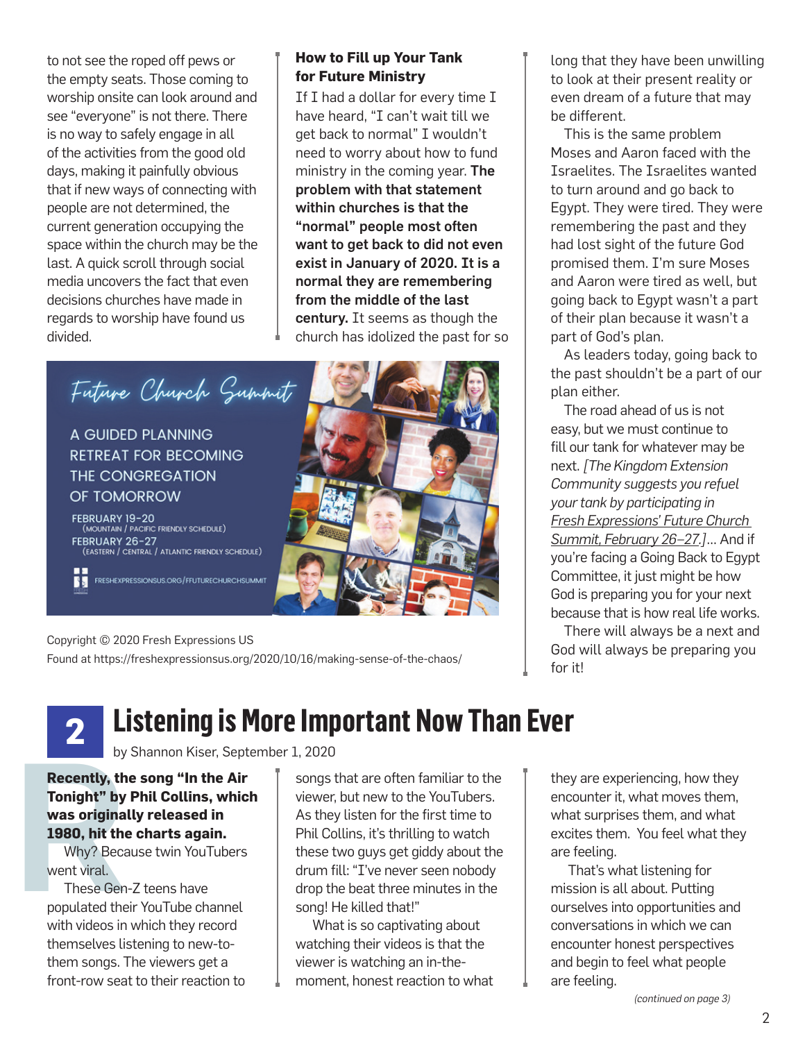to not see the roped off pews or the empty seats. Those coming to worship onsite can look around and see "everyone" is not there. There is no way to safely engage in all of the activities from the good old days, making it painfully obvious that if new ways of connecting with people are not determined, the current generation occupying the space within the church may be the last. A quick scroll through social media uncovers the fact that even decisions churches have made in regards to worship have found us divided.

### How to Fill up Your Tank for Future Ministry

If I had a dollar for every time I have heard, "I can't wait till we get back to normal" I wouldn't need to worry about how to fund ministry in the coming year. **The problem with that statement within churches is that the "normal" people most often want to get back to did not even exist in January of 2020. It is a normal they are remembering from the middle of the last century.** It seems as though the church has idolized the past for so long that they have been unwilling to look at their present reality or even dream of a future that may be different.

This is the same problem Moses and Aaron faced with the Israelites. The Israelites wanted to turn around and go back to Egypt. They were tired. They were remembering the past and they had lost sight of the future God promised them. I'm sure Moses and Aaron were tired as well, but going back to Egypt wasn't a part of their plan because it wasn't a part of God's plan.

As leaders today, going back to the past shouldn't be a part of our plan either.

The road ahead of us is not easy, but we must continue to fill our tank for whatever may be next. *[The Kingdom Extension Community suggests you refuel your tank by participating in Fresh Expressions' Future Church Summit, February 26–27.]*... And if you're facing a Going Back to Egypt Committee, it just might be how God is preparing you for your next because that is how real life works.

There will always be a next and God will always be preparing you for it!

Future Church Summit

A GUIDED PLANNING RETREAT FOR BECOMING THE CONGREGATION OF TOMORROW

FEBRUARY 19–20
(MOUNTAIN / PACIFIC FRIENDLY SCHEDULE)
FEBRUARY 26–27
(EASTERN / CENTRAL / ATLANTIC FRIENDLY SCHEDULE)

FRESHEXPRESSIONSUS.ORG/FFUTURECHURCHSUMMIT

Copyright © 2020 Fresh Expressions US
Found at https://freshexpressionsus.org/2020/10/16/making-sense-of-the-chaos/

## 2 Listening is More Important Now Than Ever

by Shannon Kiser, September 1, 2020

**Recently, the song "In the Air Tonight" by Phil Collins, which was originally released in 1980, hit the charts again.**

Why? Because twin YouTubers went viral.

These Gen-Z teens have populated their YouTube channel with videos in which they record themselves listening to new-to-them songs. The viewers get a front-row seat to their reaction to songs that are often familiar to the viewer, but new to the YouTubers. As they listen for the first time to Phil Collins, it's thrilling to watch these two guys get giddy about the drum fill: "I've never seen nobody drop the beat three minutes in the song! He killed that!"

What is so captivating about watching their videos is that the viewer is watching an in-the-moment, honest reaction to what they are experiencing, how they encounter it, what moves them, what surprises them, and what excites them. You feel what they are feeling.

That's what listening for mission is all about. Putting ourselves into opportunities and conversations in which we can encounter honest perspectives and begin to feel what people are feeling.

*(continued on page 3)*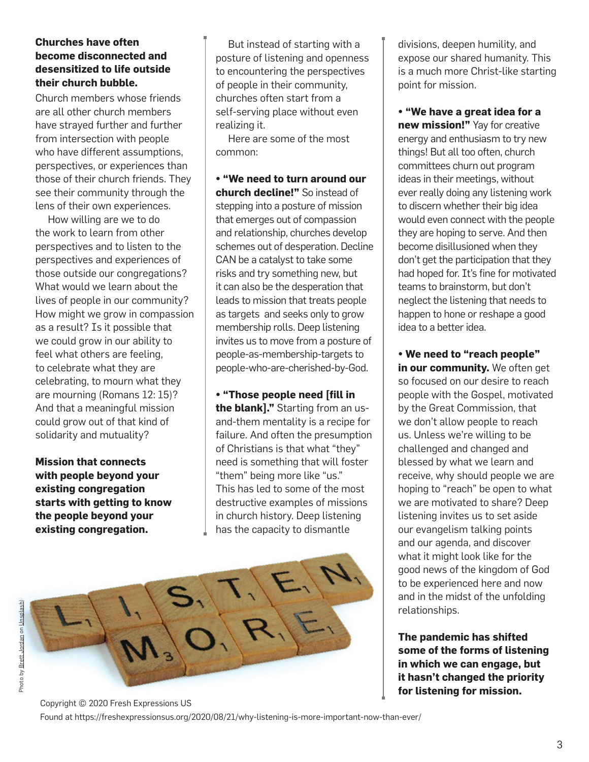**Churches have often become disconnected and desensitized to life outside their church bubble.**

Church members whose friends are all other church members have strayed further and further from intersection with people who have different assumptions, perspectives, or experiences than those of their church friends. They see their community through the lens of their own experiences.

How willing are we to do the work to learn from other perspectives and to listen to the perspectives and experiences of those outside our congregations? What would we learn about the lives of people in our community? How might we grow in compassion as a result? Is it possible that we could grow in our ability to feel what others are feeling, to celebrate what they are celebrating, to mourn what they are mourning (Romans 12: 15)? And that a meaningful mission could grow out of that kind of solidarity and mutuality?

**Mission that connects with people beyond your existing congregation starts with getting to know the people beyond your existing congregation.**

But instead of starting with a posture of listening and openness to encountering the perspectives of people in their community, churches often start from a self-serving place without even realizing it.

Here are some of the most common:

- **"We need to turn around our church decline!"** So instead of stepping into a posture of mission that emerges out of compassion and relationship, churches develop schemes out of desperation. Decline CAN be a catalyst to take some risks and try something new, but it can also be the desperation that leads to mission that treats people as targets and seeks only to grow membership rolls. Deep listening invites us to move from a posture of people-as-membership-targets to people-who-are-cherished-by-God.

- **"Those people need [fill in the blank]."** Starting from an us-and-them mentality is a recipe for failure. And often the presumption of Christians is that what "they" need is something that will foster "them" being more like "us." This has led to some of the most destructive examples of missions in church history. Deep listening has the capacity to dismantle divisions, deepen humility, and expose our shared humanity. This is a much more Christ-like starting point for mission.

- **"We have a great idea for a new mission!"** Yay for creative energy and enthusiasm to try new things! But all too often, church committees churn out program ideas in their meetings, without ever really doing any listening work to discern whether their big idea would even connect with the people they are hoping to serve. And then become disillusioned when they don't get the participation that they had hoped for. It's fine for motivated teams to brainstorm, but don't neglect the listening that needs to happen to hone or reshape a good idea to a better idea.

- **We need to "reach people" in our community.** We often get so focused on our desire to reach people with the Gospel, motivated by the Great Commission, that we don't allow people to reach us. Unless we're willing to be challenged and changed and blessed by what we learn and receive, why should people we are hoping to "reach" be open to what we are motivated to share? Deep listening invites us to set aside our evangelism talking points and our agenda, and discover what it might look like for the good news of the kingdom of God to be experienced here and now and in the midst of the unfolding relationships.

**The pandemic has shifted some of the forms of listening in which we can engage, but it hasn't changed the priority for listening for mission.**

Photo by Brett Jordan on Unsplash

Copyright © 2020 Fresh Expressions US
Found at https://freshexpressionsus.org/2020/08/21/why-listening-is-more-important-now-than-ever/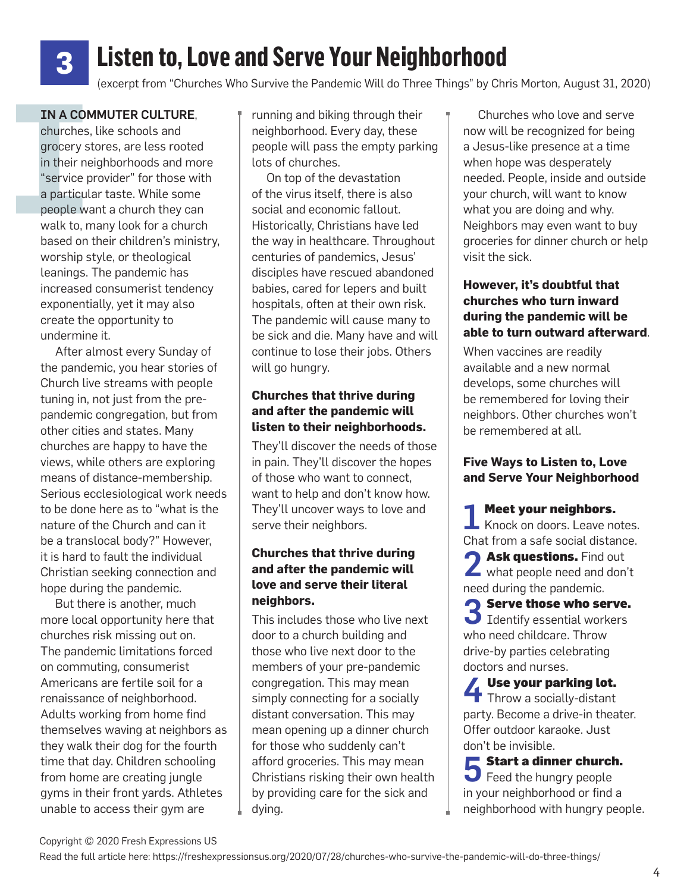# 3 Listen to, Love and Serve Your Neighborhood

(excerpt from "Churches Who Survive the Pandemic Will do Three Things" by Chris Morton, August 31, 2020)

**IN A COMMUTER CULTURE**, churches, like schools and grocery stores, are less rooted in their neighborhoods and more "service provider" for those with a particular taste. While some people want a church they can walk to, many look for a church based on their children's ministry, worship style, or theological leanings. The pandemic has increased consumerist tendency exponentially, yet it may also create the opportunity to undermine it.

After almost every Sunday of the pandemic, you hear stories of Church live streams with people tuning in, not just from the pre-pandemic congregation, but from other cities and states. Many churches are happy to have the views, while others are exploring means of distance-membership. Serious ecclesiological work needs to be done here as to "what is the nature of the Church and can it be a translocal body?" However, it is hard to fault the individual Christian seeking connection and hope during the pandemic.

But there is another, much more local opportunity here that churches risk missing out on. The pandemic limitations forced on commuting, consumerist Americans are fertile soil for a renaissance of neighborhood. Adults working from home find themselves waving at neighbors as they walk their dog for the fourth time that day. Children schooling from home are creating jungle gyms in their front yards. Athletes unable to access their gym are running and biking through their neighborhood. Every day, these people will pass the empty parking lots of churches.

On top of the devastation of the virus itself, there is also social and economic fallout. Historically, Christians have led the way in healthcare. Throughout centuries of pandemics, Jesus' disciples have rescued abandoned babies, cared for lepers and built hospitals, often at their own risk. The pandemic will cause many to be sick and die. Many have and will continue to lose their jobs. Others will go hungry.

**Churches that thrive during and after the pandemic will listen to their neighborhoods.**

They'll discover the needs of those in pain. They'll discover the hopes of those who want to connect, want to help and don't know how. They'll uncover ways to love and serve their neighbors.

**Churches that thrive during and after the pandemic will love and serve their literal neighbors.**

This includes those who live next door to a church building and those who live next door to the members of your pre-pandemic congregation. This may mean simply connecting for a socially distant conversation. This may mean opening up a dinner church for those who suddenly can't afford groceries. This may mean Christians risking their own health by providing care for the sick and dying.

Churches who love and serve now will be recognized for being a Jesus-like presence at a time when hope was desperately needed. People, inside and outside your church, will want to know what you are doing and why. Neighbors may even want to buy groceries for dinner church or help visit the sick.

**However, it's doubtful that churches who turn inward during the pandemic will be able to turn outward afterward**.

When vaccines are readily available and a new normal develops, some churches will be remembered for loving their neighbors. Other churches won't be remembered at all.

**Five Ways to Listen to, Love and Serve Your Neighborhood**

1. **Meet your neighbors.** Knock on doors. Leave notes. Chat from a safe social distance.
2. **Ask questions.** Find out what people need and don't need during the pandemic.
3. **Serve those who serve.** Identify essential workers who need childcare. Throw drive-by parties celebrating doctors and nurses.
4. **Use your parking lot.** Throw a socially-distant party. Become a drive-in theater. Offer outdoor karaoke. Just don't be invisible.
5. **Start a dinner church.** Feed the hungry people in your neighborhood or find a neighborhood with hungry people.

Copyright © 2020 Fresh Expressions US

Read the full article here: https://freshexpressionsus.org/2020/07/28/churches-who-survive-the-pandemic-will-do-three-things/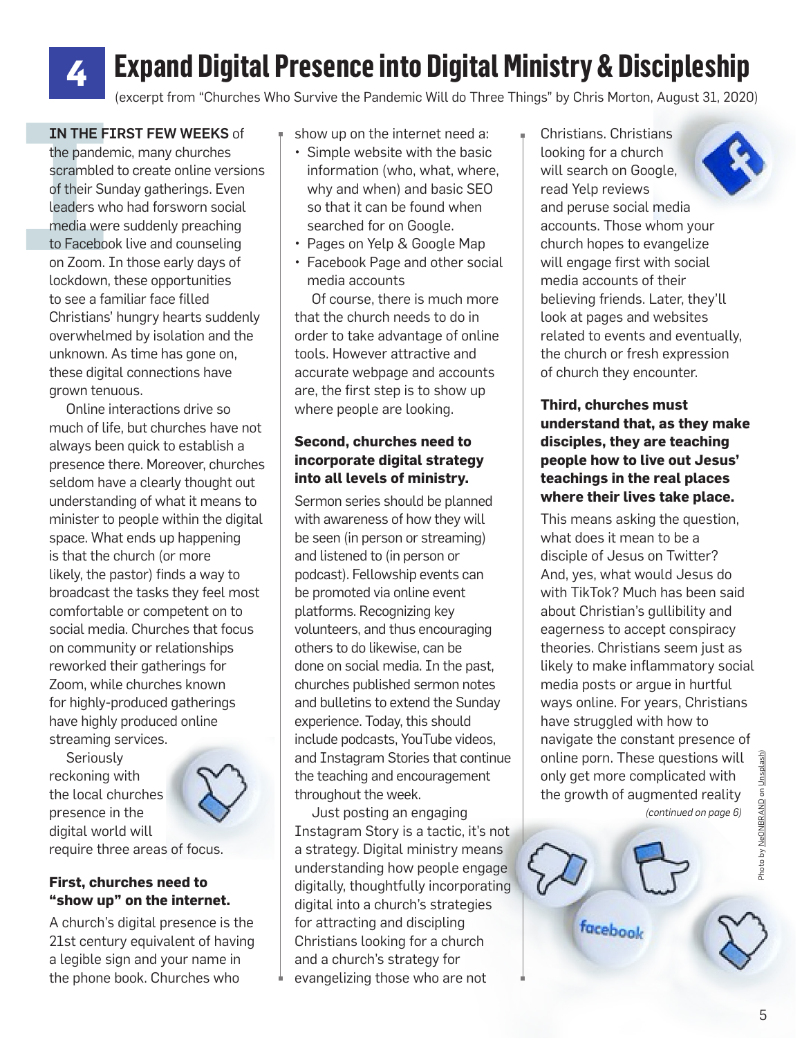# 4 Expand Digital Presence into Digital Ministry & Discipleship

(excerpt from "Churches Who Survive the Pandemic Will do Three Things" by Chris Morton, August 31, 2020)

**IN THE FIRST FEW WEEKS** of the pandemic, many churches scrambled to create online versions of their Sunday gatherings. Even leaders who had forsworn social media were suddenly preaching to Facebook live and counseling on Zoom. In those early days of lockdown, these opportunities to see a familiar face filled Christians' hungry hearts suddenly overwhelmed by isolation and the unknown. As time has gone on, these digital connections have grown tenuous.

Online interactions drive so much of life, but churches have not always been quick to establish a presence there. Moreover, churches seldom have a clearly thought out understanding of what it means to minister to people within the digital space. What ends up happening is that the church (or more likely, the pastor) finds a way to broadcast the tasks they feel most comfortable or competent on to social media. Churches that focus on community or relationships reworked their gatherings for Zoom, while churches known for highly-produced gatherings have highly produced online streaming services.

Seriously reckoning with the local churches presence in the digital world will require three areas of focus.

**First, churches need to "show up" on the internet.**

A church's digital presence is the 21st century equivalent of having a legible sign and your name in the phone book. Churches who show up on the internet need a:

- Simple website with the basic information (who, what, where, why and when) and basic SEO so that it can be found when searched for on Google.
- Pages on Yelp & Google Map
- Facebook Page and other social media accounts

Of course, there is much more that the church needs to do in order to take advantage of online tools. However attractive and accurate webpage and accounts are, the first step is to show up where people are looking.

**Second, churches need to incorporate digital strategy into all levels of ministry.**

Sermon series should be planned with awareness of how they will be seen (in person or streaming) and listened to (in person or podcast). Fellowship events can be promoted via online event platforms. Recognizing key volunteers, and thus encouraging others to do likewise, can be done on social media. In the past, churches published sermon notes and bulletins to extend the Sunday experience. Today, this should include podcasts, YouTube videos, and Instagram Stories that continue the teaching and encouragement throughout the week.

Just posting an engaging Instagram Story is a tactic, it's not a strategy. Digital ministry means understanding how people engage digitally, thoughtfully incorporating digital into a church's strategies for attracting and discipling Christians looking for a church and a church's strategy for evangelizing those who are not Christians. Christians looking for a church will search on Google, read Yelp reviews and peruse social media accounts. Those whom your church hopes to evangelize will engage first with social media accounts of their believing friends. Later, they'll look at pages and websites related to events and eventually, the church or fresh expression of church they encounter.

**Third, churches must understand that, as they make disciples, they are teaching people how to live out Jesus' teachings in the real places where their lives take place.**

This means asking the question, what does it mean to be a disciple of Jesus on Twitter? And, yes, what would Jesus do with TikTok? Much has been said about Christian's gullibility and eagerness to accept conspiracy theories. Christians seem just as likely to make inflammatory social media posts or argue in hurtful ways online. For years, Christians have struggled with how to navigate the constant presence of online porn. These questions will only get more complicated with the growth of augmented reality

*(continued on page 6)*

Photo by NeONBRAND on Unsplash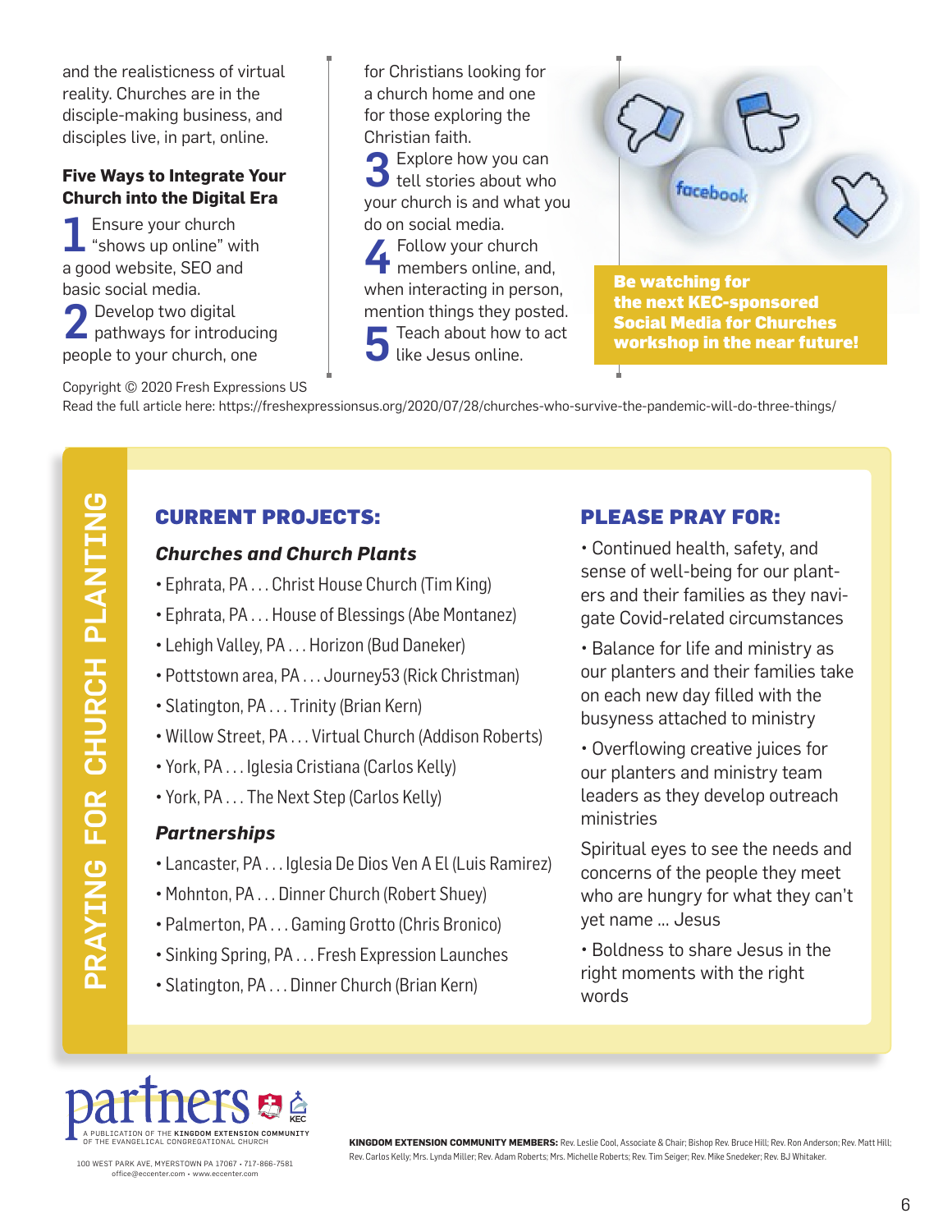and the realisticness of virtual reality. Churches are in the disciple-making business, and disciples live, in part, online.

**Five Ways to Integrate Your Church into the Digital Era**

1. Ensure your church "shows up online" with a good website, SEO and basic social media.
2. Develop two digital pathways for introducing people to your church, one for Christians looking for a church home and one for those exploring the Christian faith.
3. Explore how you can tell stories about who your church is and what you do on social media.
4. Follow your church members online, and, when interacting in person, mention things they posted.
5. Teach about how to act like Jesus online.

**Be watching for the next KEC-sponsored Social Media for Churches workshop in the near future!**

Copyright © 2020 Fresh Expressions US
Read the full article here: https://freshexpressionsus.org/2020/07/28/churches-who-survive-the-pandemic-will-do-three-things/

## PRAYING FOR CHURCH PLANTING

### CURRENT PROJECTS:

***Churches and Church Plants***

- Ephrata, PA . . . Christ House Church (Tim King)
- Ephrata, PA . . . House of Blessings (Abe Montanez)
- Lehigh Valley, PA . . . Horizon (Bud Daneker)
- Pottstown area, PA . . . Journey53 (Rick Christman)
- Slatington, PA . . . Trinity (Brian Kern)
- Willow Street, PA . . . Virtual Church (Addison Roberts)
- York, PA . . . Iglesia Cristiana (Carlos Kelly)
- York, PA . . . The Next Step (Carlos Kelly)

***Partnerships***

- Lancaster, PA . . . Iglesia De Dios Ven A El (Luis Ramirez)
- Mohnton, PA . . . Dinner Church (Robert Shuey)
- Palmerton, PA . . . Gaming Grotto (Chris Bronico)
- Sinking Spring, PA . . . Fresh Expression Launches
- Slatington, PA . . . Dinner Church (Brian Kern)

### PLEASE PRAY FOR:

- Continued health, safety, and sense of well-being for our planters and their families as they navigate Covid-related circumstances
- Balance for life and ministry as our planters and their families take on each new day filled with the busyness attached to ministry
- Overflowing creative juices for our planters and ministry team leaders as they develop outreach ministries

Spiritual eyes to see the needs and concerns of the people they meet who are hungry for what they can't yet name ... Jesus

- Boldness to share Jesus in the right moments with the right words

partners
A PUBLICATION OF THE KINGDOM EXTENSION COMMUNITY OF THE EVANGELICAL CONGREGATIONAL CHURCH

100 WEST PARK AVE, MYERSTOWN PA 17067 • 717-866-7581
office@eccenter.com • www.eccenter.com

**KINGDOM EXTENSION COMMUNITY MEMBERS:** Rev. Leslie Cool, Associate & Chair; Bishop Rev. Bruce Hill; Rev. Ron Anderson; Rev. Matt Hill; Rev. Carlos Kelly; Mrs. Lynda Miller; Rev. Adam Roberts; Mrs. Michelle Roberts; Rev. Tim Seiger; Rev. Mike Snedeker; Rev. BJ Whitaker.